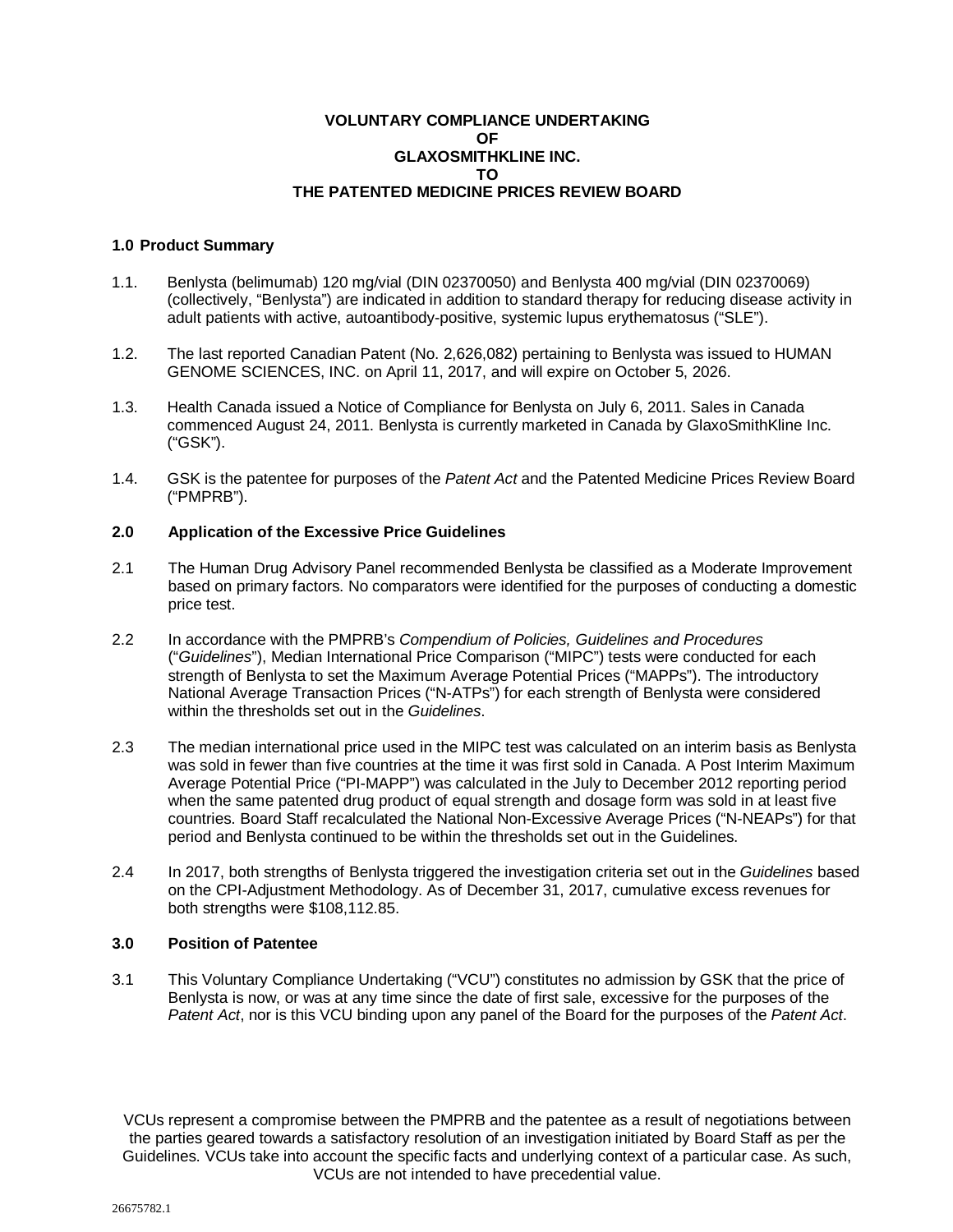# VOLUNTARY COMPLIANCE UNDERTAKING
# OF
# GLAXOSMITHKLINE INC.
# TO
# THE PATENTED MEDICINE PRICES REVIEW BOARD

## 1.0 Product Summary

1.1. Benlysta (belimumab) 120 mg/vial (DIN 02370050) and Benlysta 400 mg/vial (DIN 02370069) (collectively, "Benlysta") are indicated in addition to standard therapy for reducing disease activity in adult patients with active, autoantibody-positive, systemic lupus erythematosus ("SLE").

1.2. The last reported Canadian Patent (No. 2,626,082) pertaining to Benlysta was issued to HUMAN GENOME SCIENCES, INC. on April 11, 2017, and will expire on October 5, 2026.

1.3. Health Canada issued a Notice of Compliance for Benlysta on July 6, 2011. Sales in Canada commenced August 24, 2011. Benlysta is currently marketed in Canada by GlaxoSmithKline Inc. ("GSK").

1.4. GSK is the patentee for purposes of the *Patent Act* and the Patented Medicine Prices Review Board ("PMPRB").

## 2.0 Application of the Excessive Price Guidelines

2.1 The Human Drug Advisory Panel recommended Benlysta be classified as a Moderate Improvement based on primary factors. No comparators were identified for the purposes of conducting a domestic price test.

2.2 In accordance with the PMPRB's *Compendium of Policies, Guidelines and Procedures* ("*Guidelines*"), Median International Price Comparison ("MIPC") tests were conducted for each strength of Benlysta to set the Maximum Average Potential Prices ("MAPPs"). The introductory National Average Transaction Prices ("N-ATPs") for each strength of Benlysta were considered within the thresholds set out in the *Guidelines*.

2.3 The median international price used in the MIPC test was calculated on an interim basis as Benlysta was sold in fewer than five countries at the time it was first sold in Canada. A Post Interim Maximum Average Potential Price ("PI-MAPP") was calculated in the July to December 2012 reporting period when the same patented drug product of equal strength and dosage form was sold in at least five countries. Board Staff recalculated the National Non-Excessive Average Prices ("N-NEAPs") for that period and Benlysta continued to be within the thresholds set out in the Guidelines.

2.4 In 2017, both strengths of Benlysta triggered the investigation criteria set out in the *Guidelines* based on the CPI-Adjustment Methodology. As of December 31, 2017, cumulative excess revenues for both strengths were $108,112.85.

## 3.0 Position of Patentee

3.1 This Voluntary Compliance Undertaking ("VCU") constitutes no admission by GSK that the price of Benlysta is now, or was at any time since the date of first sale, excessive for the purposes of the *Patent Act*, nor is this VCU binding upon any panel of the Board for the purposes of the *Patent Act*.

VCUs represent a compromise between the PMPRB and the patentee as a result of negotiations between the parties geared towards a satisfactory resolution of an investigation initiated by Board Staff as per the Guidelines. VCUs take into account the specific facts and underlying context of a particular case. As such, VCUs are not intended to have precedential value.

26675782.1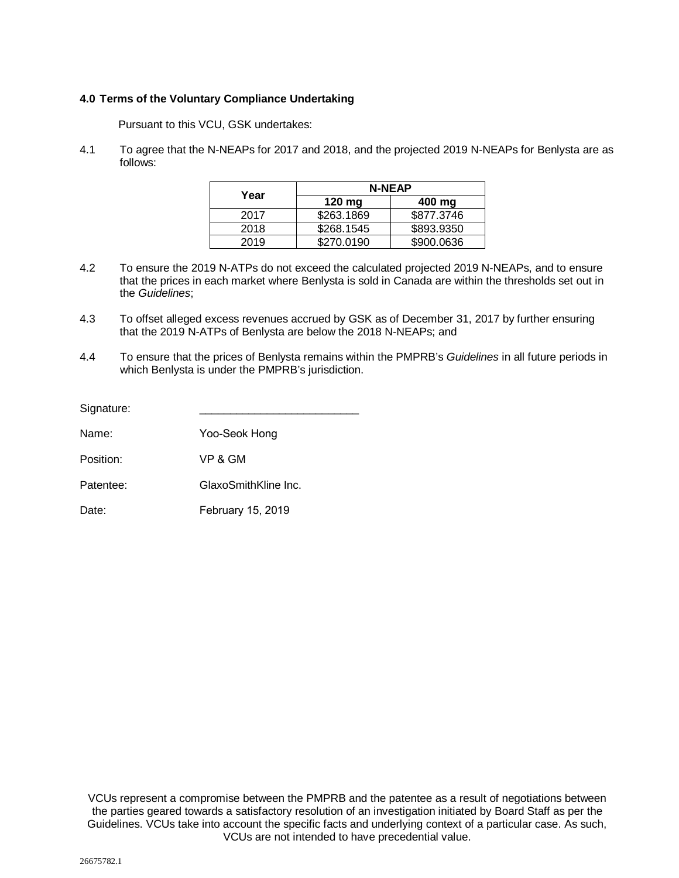### 4.0 Terms of the Voluntary Compliance Undertaking

Pursuant to this VCU, GSK undertakes:

4.1 To agree that the N-NEAPs for 2017 and 2018, and the projected 2019 N-NEAPs for Benlysta are as follows:

| Year | N-NEAP | |
|---|---|---|
| | 120 mg | 400 mg |
| 2017 | $263.1869 | $877.3746 |
| 2018 | $268.1545 | $893.9350 |
| 2019 | $270.0190 | $900.0636 |

4.2 To ensure the 2019 N-ATPs do not exceed the calculated projected 2019 N-NEAPs, and to ensure that the prices in each market where Benlysta is sold in Canada are within the thresholds set out in the *Guidelines*;

4.3 To offset alleged excess revenues accrued by GSK as of December 31, 2017 by further ensuring that the 2019 N-ATPs of Benlysta are below the 2018 N-NEAPs; and

4.4 To ensure that the prices of Benlysta remains within the PMPRB's *Guidelines* in all future periods in which Benlysta is under the PMPRB's jurisdiction.

Signature: ___________________________

Name: Yoo-Seok Hong

Position: VP & GM

Patentee: GlaxoSmithKline Inc.

Date: February 15, 2019

VCUs represent a compromise between the PMPRB and the patentee as a result of negotiations between the parties geared towards a satisfactory resolution of an investigation initiated by Board Staff as per the Guidelines. VCUs take into account the specific facts and underlying context of a particular case. As such, VCUs are not intended to have precedential value.

26675782.1